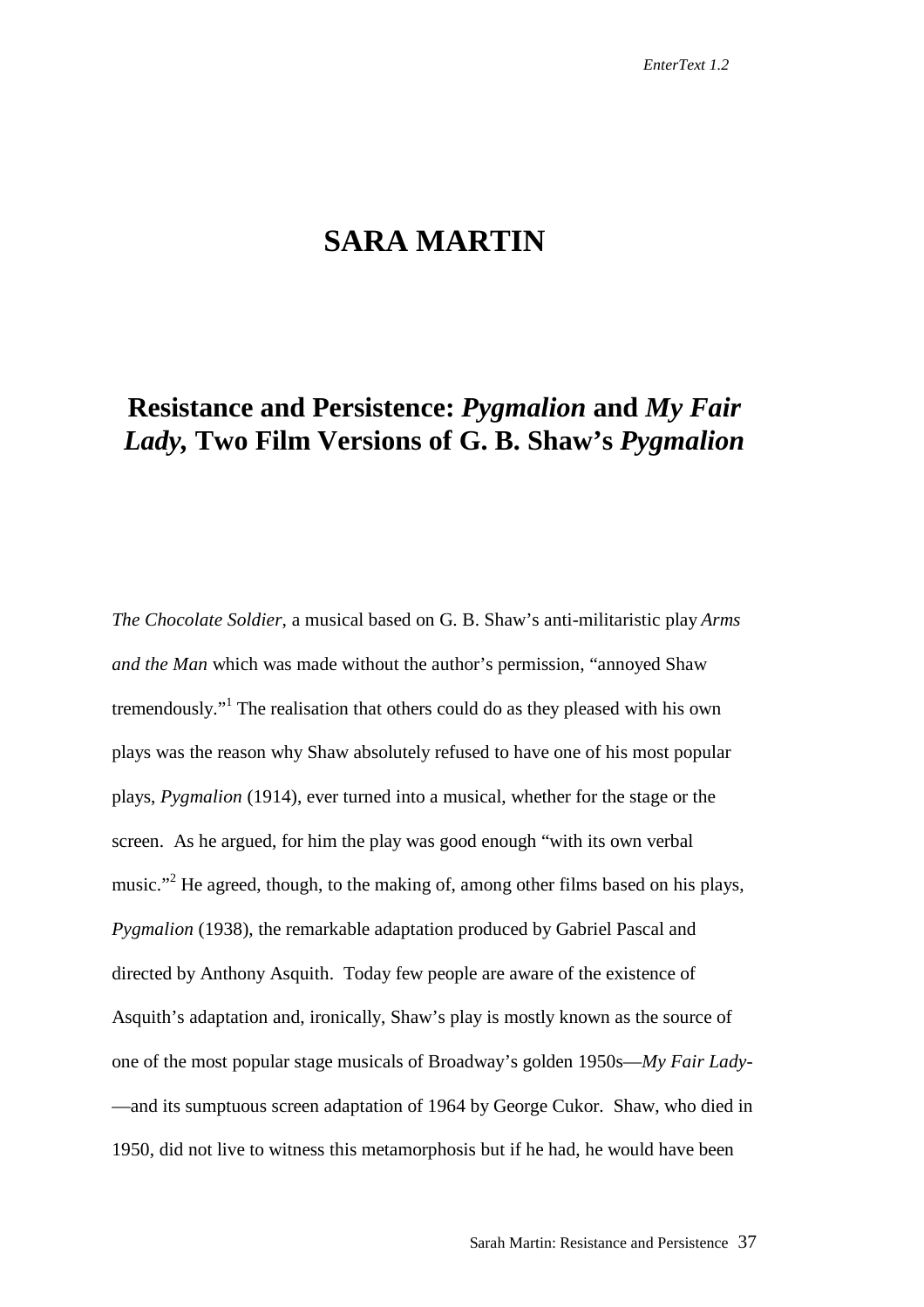# SARA MARTIN

## Resistance and Persistence: *Pygmalion* and *My Fair Lady,* Two Film Versions of G. B. Shaw's *Pygmalion*

*The Chocolate Soldier*, a musical based on G. B. Shaw's anti-militaristic play *Arms and the Man* which was made without the author's permission, "annoyed Shaw tremendously."[1] The realisation that others could do as they pleased with his own plays was the reason why Shaw absolutely refused to have one of his most popular plays, *Pygmalion* (1914), ever turned into a musical, whether for the stage or the screen. As he argued, for him the play was good enough "with its own verbal music."[2] He agreed, though, to the making of, among other films based on his plays, *Pygmalion* (1938), the remarkable adaptation produced by Gabriel Pascal and directed by Anthony Asquith. Today few people are aware of the existence of Asquith's adaptation and, ironically, Shaw's play is mostly known as the source of one of the most popular stage musicals of Broadway's golden 1950s—*My Fair Lady*—and its sumptuous screen adaptation of 1964 by George Cukor. Shaw, who died in 1950, did not live to witness this metamorphosis but if he had, he would have been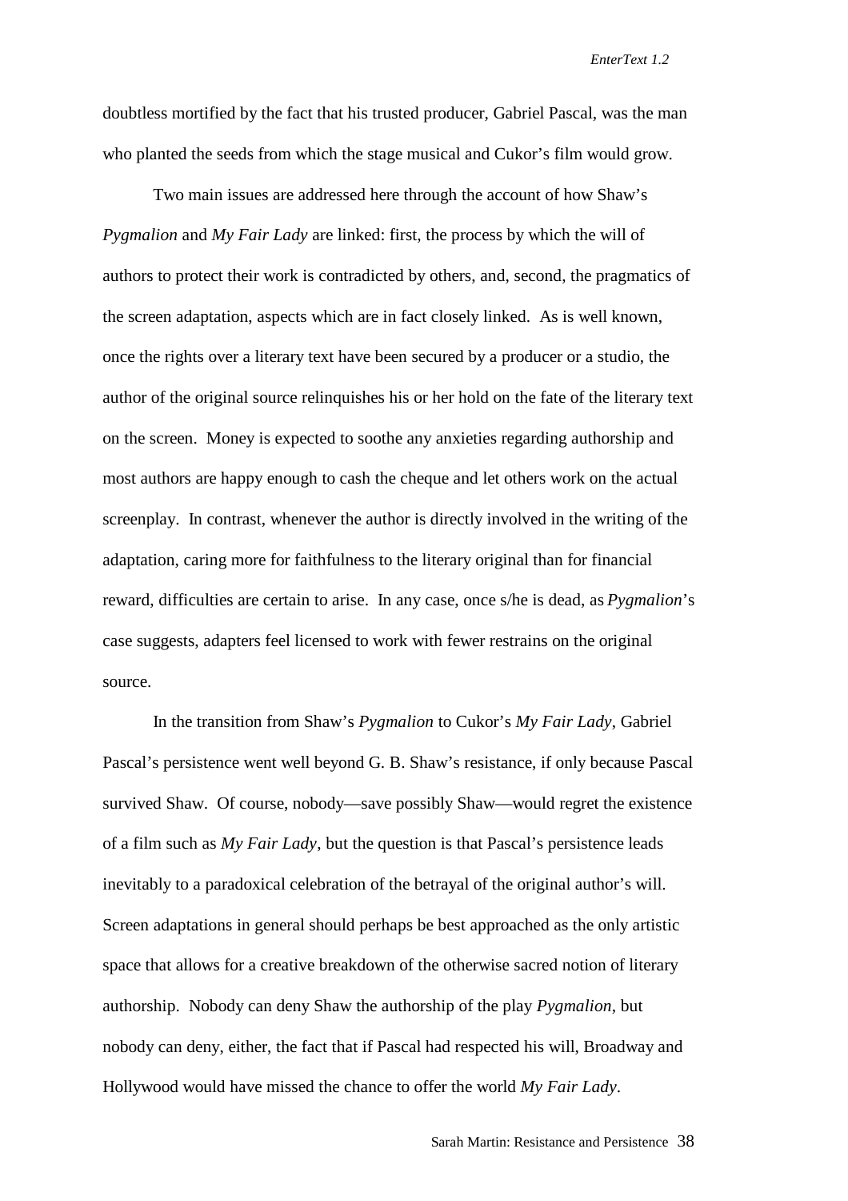doubtless mortified by the fact that his trusted producer, Gabriel Pascal, was the man who planted the seeds from which the stage musical and Cukor's film would grow.

Two main issues are addressed here through the account of how Shaw's *Pygmalion* and *My Fair Lady* are linked: first, the process by which the will of authors to protect their work is contradicted by others, and, second, the pragmatics of the screen adaptation, aspects which are in fact closely linked. As is well known, once the rights over a literary text have been secured by a producer or a studio, the author of the original source relinquishes his or her hold on the fate of the literary text on the screen. Money is expected to soothe any anxieties regarding authorship and most authors are happy enough to cash the cheque and let others work on the actual screenplay. In contrast, whenever the author is directly involved in the writing of the adaptation, caring more for faithfulness to the literary original than for financial reward, difficulties are certain to arise. In any case, once s/he is dead, as *Pygmalion*'s case suggests, adapters feel licensed to work with fewer restrains on the original source.

In the transition from Shaw's *Pygmalion* to Cukor's *My Fair Lady*, Gabriel Pascal's persistence went well beyond G. B. Shaw's resistance, if only because Pascal survived Shaw. Of course, nobody—save possibly Shaw—would regret the existence of a film such as *My Fair Lady*, but the question is that Pascal's persistence leads inevitably to a paradoxical celebration of the betrayal of the original author's will. Screen adaptations in general should perhaps be best approached as the only artistic space that allows for a creative breakdown of the otherwise sacred notion of literary authorship. Nobody can deny Shaw the authorship of the play *Pygmalion*, but nobody can deny, either, the fact that if Pascal had respected his will, Broadway and Hollywood would have missed the chance to offer the world *My Fair Lady*.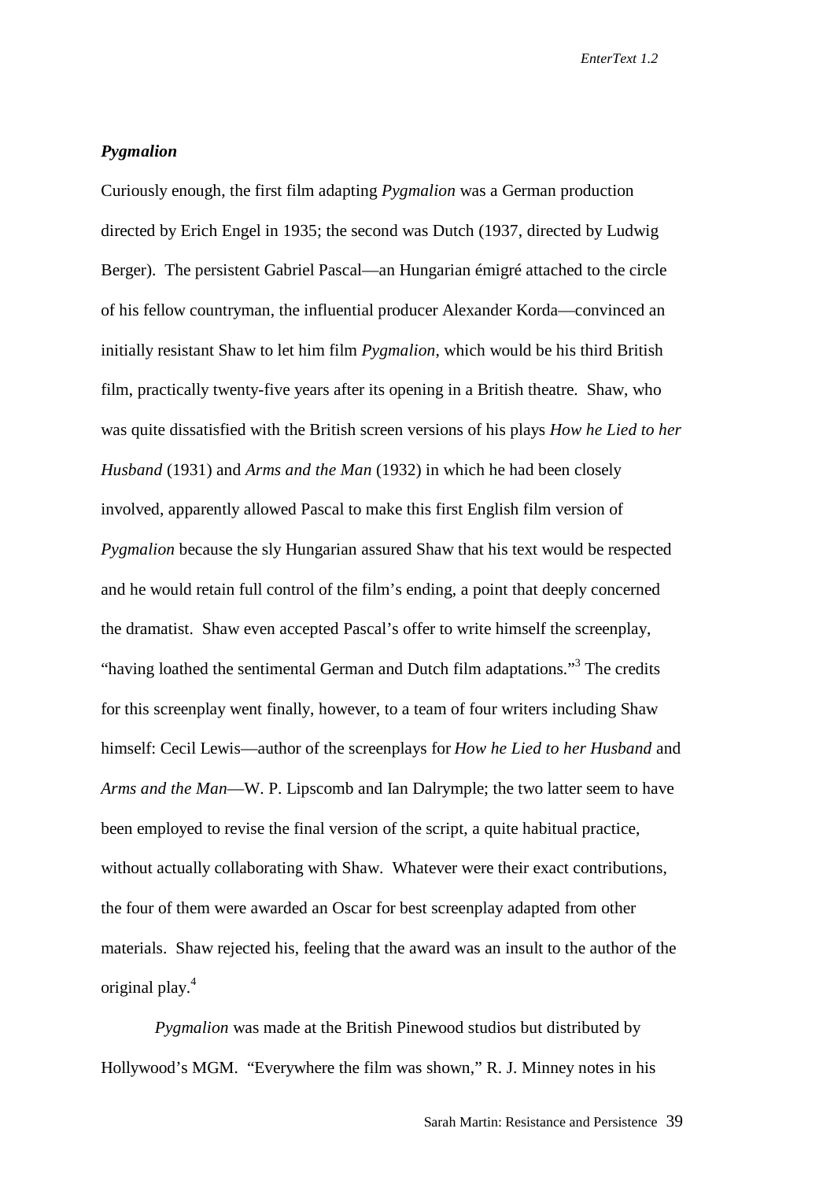### *Pygmalion*

Curiously enough, the first film adapting *Pygmalion* was a German production directed by Erich Engel in 1935; the second was Dutch (1937, directed by Ludwig Berger). The persistent Gabriel Pascal—an Hungarian émigré attached to the circle of his fellow countryman, the influential producer Alexander Korda—convinced an initially resistant Shaw to let him film *Pygmalion*, which would be his third British film, practically twenty-five years after its opening in a British theatre. Shaw, who was quite dissatisfied with the British screen versions of his plays *How he Lied to her Husband* (1931) and *Arms and the Man* (1932) in which he had been closely involved, apparently allowed Pascal to make this first English film version of *Pygmalion* because the sly Hungarian assured Shaw that his text would be respected and he would retain full control of the film's ending, a point that deeply concerned the dramatist. Shaw even accepted Pascal's offer to write himself the screenplay, "having loathed the sentimental German and Dutch film adaptations."[3] The credits for this screenplay went finally, however, to a team of four writers including Shaw himself: Cecil Lewis—author of the screenplays for *How he Lied to her Husband* and *Arms and the Man*—W. P. Lipscomb and Ian Dalrymple; the two latter seem to have been employed to revise the final version of the script, a quite habitual practice, without actually collaborating with Shaw. Whatever were their exact contributions, the four of them were awarded an Oscar for best screenplay adapted from other materials. Shaw rejected his, feeling that the award was an insult to the author of the original play.[4]

*Pygmalion* was made at the British Pinewood studios but distributed by Hollywood's MGM. "Everywhere the film was shown," R. J. Minney notes in his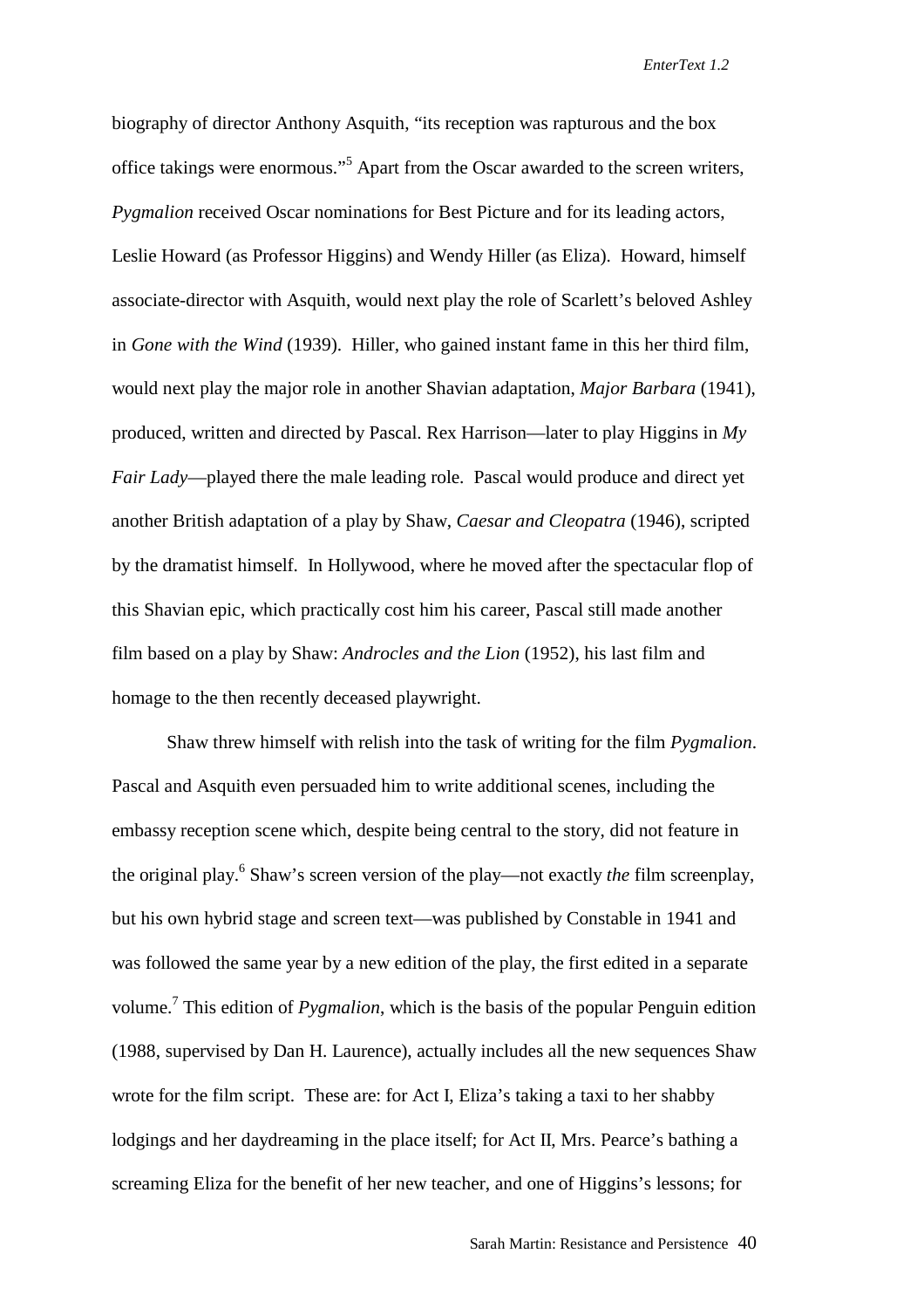biography of director Anthony Asquith, "its reception was rapturous and the box office takings were enormous."[5] Apart from the Oscar awarded to the screen writers, *Pygmalion* received Oscar nominations for Best Picture and for its leading actors, Leslie Howard (as Professor Higgins) and Wendy Hiller (as Eliza). Howard, himself associate-director with Asquith, would next play the role of Scarlett's beloved Ashley in *Gone with the Wind* (1939). Hiller, who gained instant fame in this her third film, would next play the major role in another Shavian adaptation, *Major Barbara* (1941), produced, written and directed by Pascal. Rex Harrison—later to play Higgins in *My Fair Lady*—played there the male leading role. Pascal would produce and direct yet another British adaptation of a play by Shaw, *Caesar and Cleopatra* (1946), scripted by the dramatist himself. In Hollywood, where he moved after the spectacular flop of this Shavian epic, which practically cost him his career, Pascal still made another film based on a play by Shaw: *Androcles and the Lion* (1952), his last film and homage to the then recently deceased playwright.

Shaw threw himself with relish into the task of writing for the film *Pygmalion*. Pascal and Asquith even persuaded him to write additional scenes, including the embassy reception scene which, despite being central to the story, did not feature in the original play.[6] Shaw's screen version of the play—not exactly *the* film screenplay, but his own hybrid stage and screen text—was published by Constable in 1941 and was followed the same year by a new edition of the play, the first edited in a separate volume.[7] This edition of *Pygmalion*, which is the basis of the popular Penguin edition (1988, supervised by Dan H. Laurence), actually includes all the new sequences Shaw wrote for the film script. These are: for Act I, Eliza's taking a taxi to her shabby lodgings and her daydreaming in the place itself; for Act II, Mrs. Pearce's bathing a screaming Eliza for the benefit of her new teacher, and one of Higgins's lessons; for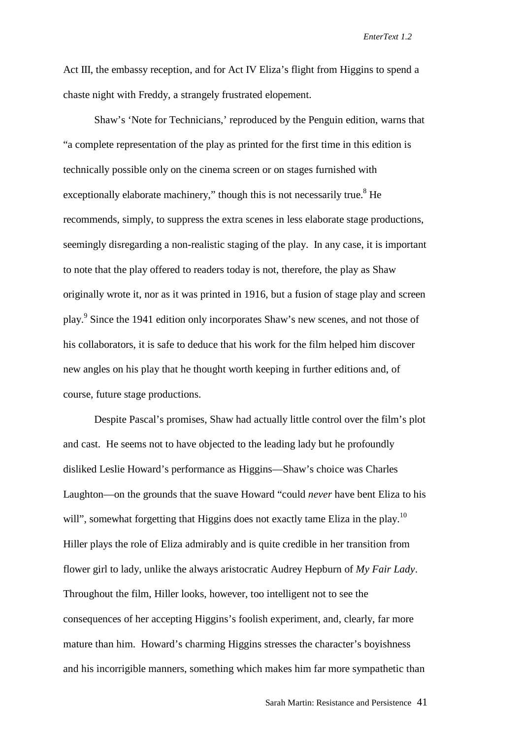Act III, the embassy reception, and for Act IV Eliza's flight from Higgins to spend a chaste night with Freddy, a strangely frustrated elopement.

Shaw's 'Note for Technicians,' reproduced by the Penguin edition, warns that "a complete representation of the play as printed for the first time in this edition is technically possible only on the cinema screen or on stages furnished with exceptionally elaborate machinery," though this is not necessarily true.[8] He recommends, simply, to suppress the extra scenes in less elaborate stage productions, seemingly disregarding a non-realistic staging of the play. In any case, it is important to note that the play offered to readers today is not, therefore, the play as Shaw originally wrote it, nor as it was printed in 1916, but a fusion of stage play and screen play.[9] Since the 1941 edition only incorporates Shaw's new scenes, and not those of his collaborators, it is safe to deduce that his work for the film helped him discover new angles on his play that he thought worth keeping in further editions and, of course, future stage productions.

Despite Pascal's promises, Shaw had actually little control over the film's plot and cast. He seems not to have objected to the leading lady but he profoundly disliked Leslie Howard's performance as Higgins—Shaw's choice was Charles Laughton—on the grounds that the suave Howard "could *never* have bent Eliza to his will", somewhat forgetting that Higgins does not exactly tame Eliza in the play.[10] Hiller plays the role of Eliza admirably and is quite credible in her transition from flower girl to lady, unlike the always aristocratic Audrey Hepburn of *My Fair Lady*. Throughout the film, Hiller looks, however, too intelligent not to see the consequences of her accepting Higgins's foolish experiment, and, clearly, far more mature than him. Howard's charming Higgins stresses the character's boyishness and his incorrigible manners, something which makes him far more sympathetic than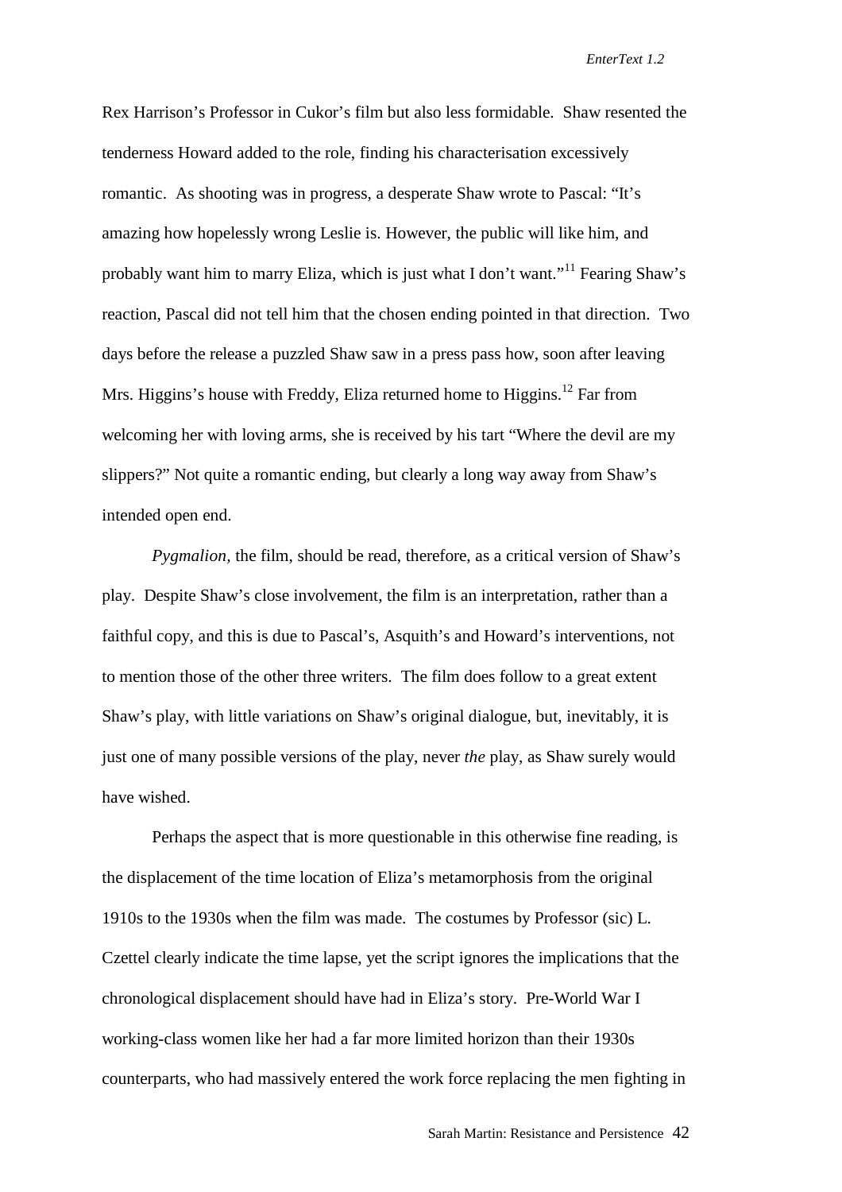Rex Harrison's Professor in Cukor's film but also less formidable. Shaw resented the tenderness Howard added to the role, finding his characterisation excessively romantic. As shooting was in progress, a desperate Shaw wrote to Pascal: "It's amazing how hopelessly wrong Leslie is. However, the public will like him, and probably want him to marry Eliza, which is just what I don't want."[11] Fearing Shaw's reaction, Pascal did not tell him that the chosen ending pointed in that direction. Two days before the release a puzzled Shaw saw in a press pass how, soon after leaving Mrs. Higgins's house with Freddy, Eliza returned home to Higgins.[12] Far from welcoming her with loving arms, she is received by his tart "Where the devil are my slippers?" Not quite a romantic ending, but clearly a long way away from Shaw's intended open end.

*Pygmalion,* the film, should be read, therefore, as a critical version of Shaw's play. Despite Shaw's close involvement, the film is an interpretation, rather than a faithful copy, and this is due to Pascal's, Asquith's and Howard's interventions, not to mention those of the other three writers. The film does follow to a great extent Shaw's play, with little variations on Shaw's original dialogue, but, inevitably, it is just one of many possible versions of the play, never *the* play, as Shaw surely would have wished.

Perhaps the aspect that is more questionable in this otherwise fine reading, is the displacement of the time location of Eliza's metamorphosis from the original 1910s to the 1930s when the film was made. The costumes by Professor (sic) L. Czettel clearly indicate the time lapse, yet the script ignores the implications that the chronological displacement should have had in Eliza's story. Pre-World War I working-class women like her had a far more limited horizon than their 1930s counterparts, who had massively entered the work force replacing the men fighting in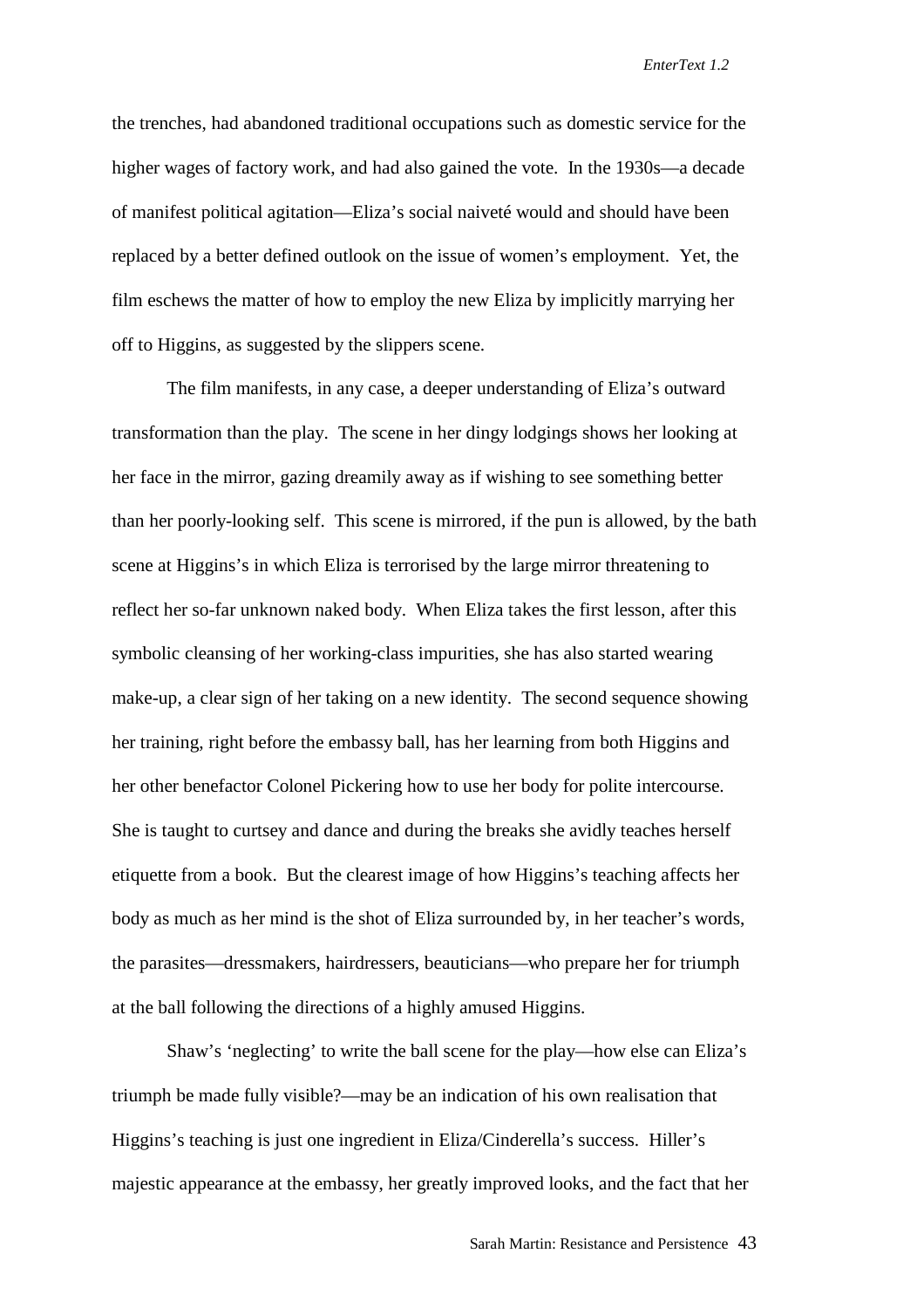the trenches, had abandoned traditional occupations such as domestic service for the higher wages of factory work, and had also gained the vote. In the 1930s—a decade of manifest political agitation—Eliza's social naiveté would and should have been replaced by a better defined outlook on the issue of women's employment. Yet, the film eschews the matter of how to employ the new Eliza by implicitly marrying her off to Higgins, as suggested by the slippers scene.

The film manifests, in any case, a deeper understanding of Eliza's outward transformation than the play. The scene in her dingy lodgings shows her looking at her face in the mirror, gazing dreamily away as if wishing to see something better than her poorly-looking self. This scene is mirrored, if the pun is allowed, by the bath scene at Higgins's in which Eliza is terrorised by the large mirror threatening to reflect her so-far unknown naked body. When Eliza takes the first lesson, after this symbolic cleansing of her working-class impurities, she has also started wearing make-up, a clear sign of her taking on a new identity. The second sequence showing her training, right before the embassy ball, has her learning from both Higgins and her other benefactor Colonel Pickering how to use her body for polite intercourse. She is taught to curtsey and dance and during the breaks she avidly teaches herself etiquette from a book. But the clearest image of how Higgins's teaching affects her body as much as her mind is the shot of Eliza surrounded by, in her teacher's words, the parasites—dressmakers, hairdressers, beauticians—who prepare her for triumph at the ball following the directions of a highly amused Higgins.

Shaw's 'neglecting' to write the ball scene for the play—how else can Eliza's triumph be made fully visible?—may be an indication of his own realisation that Higgins's teaching is just one ingredient in Eliza/Cinderella's success. Hiller's majestic appearance at the embassy, her greatly improved looks, and the fact that her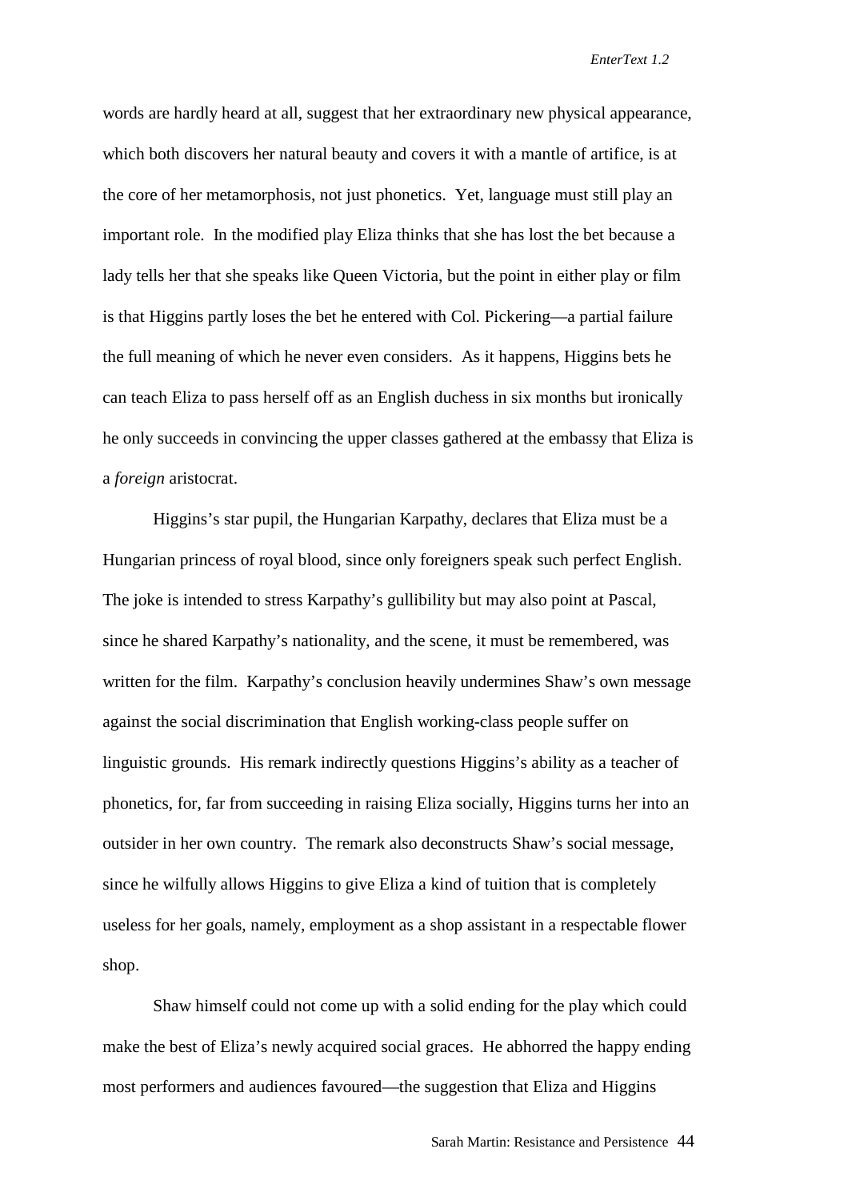words are hardly heard at all, suggest that her extraordinary new physical appearance, which both discovers her natural beauty and covers it with a mantle of artifice, is at the core of her metamorphosis, not just phonetics. Yet, language must still play an important role. In the modified play Eliza thinks that she has lost the bet because a lady tells her that she speaks like Queen Victoria, but the point in either play or film is that Higgins partly loses the bet he entered with Col. Pickering—a partial failure the full meaning of which he never even considers. As it happens, Higgins bets he can teach Eliza to pass herself off as an English duchess in six months but ironically he only succeeds in convincing the upper classes gathered at the embassy that Eliza is a *foreign* aristocrat.

Higgins's star pupil, the Hungarian Karpathy, declares that Eliza must be a Hungarian princess of royal blood, since only foreigners speak such perfect English. The joke is intended to stress Karpathy's gullibility but may also point at Pascal, since he shared Karpathy's nationality, and the scene, it must be remembered, was written for the film. Karpathy's conclusion heavily undermines Shaw's own message against the social discrimination that English working-class people suffer on linguistic grounds. His remark indirectly questions Higgins's ability as a teacher of phonetics, for, far from succeeding in raising Eliza socially, Higgins turns her into an outsider in her own country. The remark also deconstructs Shaw's social message, since he wilfully allows Higgins to give Eliza a kind of tuition that is completely useless for her goals, namely, employment as a shop assistant in a respectable flower shop.

Shaw himself could not come up with a solid ending for the play which could make the best of Eliza's newly acquired social graces. He abhorred the happy ending most performers and audiences favoured—the suggestion that Eliza and Higgins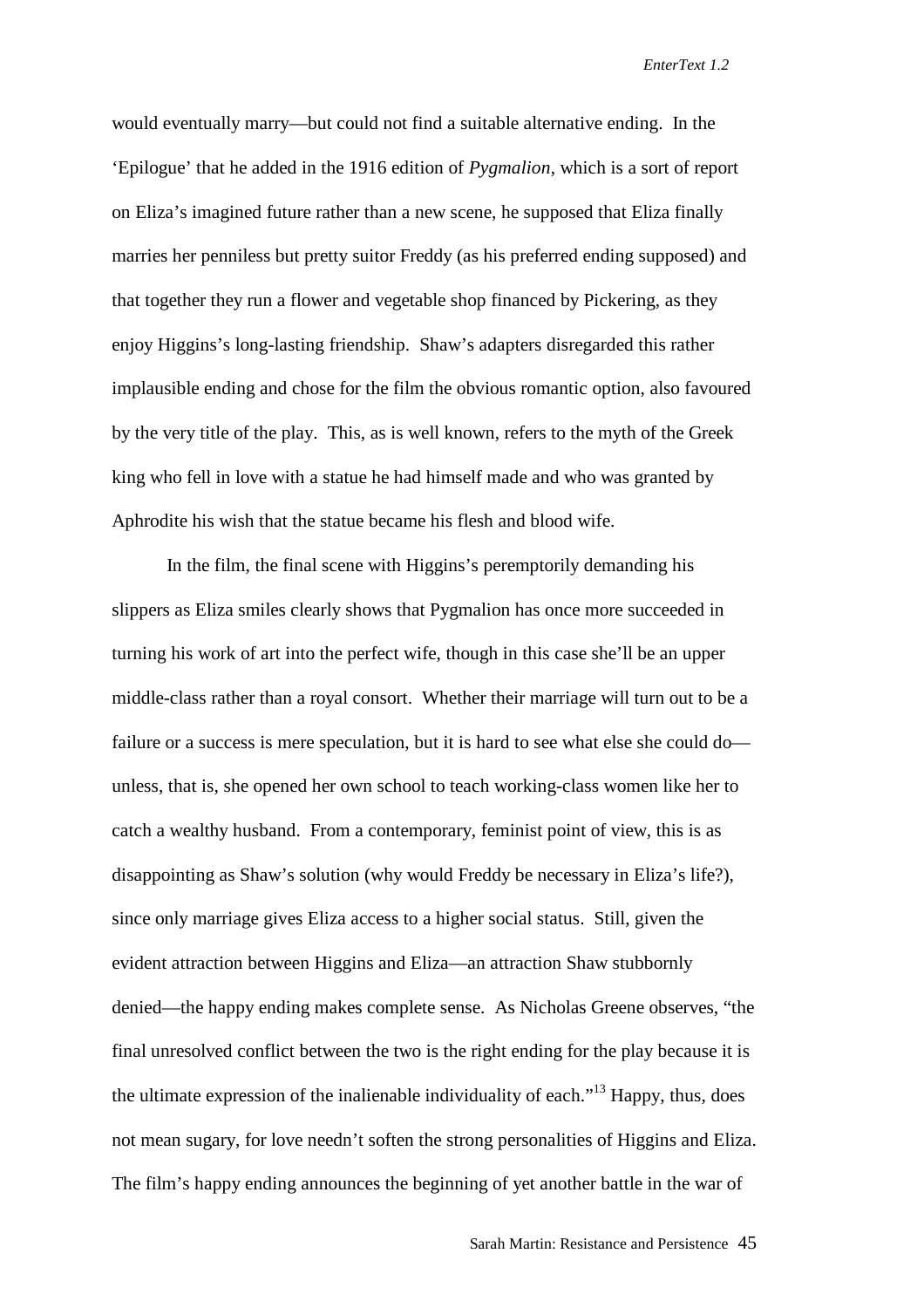would eventually marry—but could not find a suitable alternative ending. In the 'Epilogue' that he added in the 1916 edition of *Pygmalion*, which is a sort of report on Eliza's imagined future rather than a new scene, he supposed that Eliza finally marries her penniless but pretty suitor Freddy (as his preferred ending supposed) and that together they run a flower and vegetable shop financed by Pickering, as they enjoy Higgins's long-lasting friendship. Shaw's adapters disregarded this rather implausible ending and chose for the film the obvious romantic option, also favoured by the very title of the play. This, as is well known, refers to the myth of the Greek king who fell in love with a statue he had himself made and who was granted by Aphrodite his wish that the statue became his flesh and blood wife.

In the film, the final scene with Higgins's peremptorily demanding his slippers as Eliza smiles clearly shows that Pygmalion has once more succeeded in turning his work of art into the perfect wife, though in this case she'll be an upper middle-class rather than a royal consort. Whether their marriage will turn out to be a failure or a success is mere speculation, but it is hard to see what else she could do—unless, that is, she opened her own school to teach working-class women like her to catch a wealthy husband. From a contemporary, feminist point of view, this is as disappointing as Shaw's solution (why would Freddy be necessary in Eliza's life?), since only marriage gives Eliza access to a higher social status. Still, given the evident attraction between Higgins and Eliza—an attraction Shaw stubbornly denied—the happy ending makes complete sense. As Nicholas Greene observes, "the final unresolved conflict between the two is the right ending for the play because it is the ultimate expression of the inalienable individuality of each."[13] Happy, thus, does not mean sugary, for love needn't soften the strong personalities of Higgins and Eliza. The film's happy ending announces the beginning of yet another battle in the war of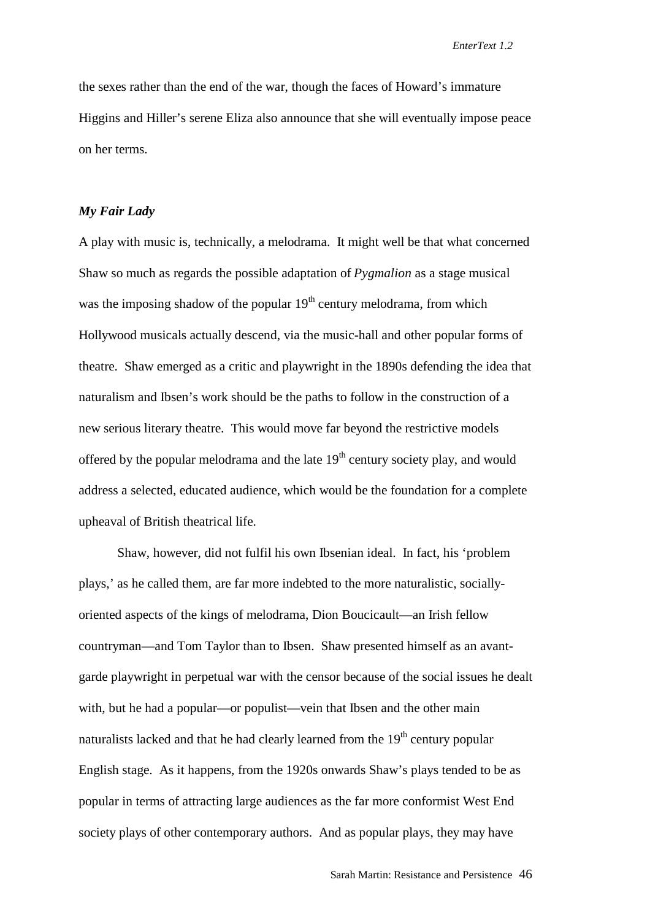the sexes rather than the end of the war, though the faces of Howard's immature Higgins and Hiller's serene Eliza also announce that she will eventually impose peace on her terms.

### *My Fair Lady*

A play with music is, technically, a melodrama. It might well be that what concerned Shaw so much as regards the possible adaptation of *Pygmalion* as a stage musical was the imposing shadow of the popular 19th century melodrama, from which Hollywood musicals actually descend, via the music-hall and other popular forms of theatre. Shaw emerged as a critic and playwright in the 1890s defending the idea that naturalism and Ibsen's work should be the paths to follow in the construction of a new serious literary theatre. This would move far beyond the restrictive models offered by the popular melodrama and the late 19th century society play, and would address a selected, educated audience, which would be the foundation for a complete upheaval of British theatrical life.

Shaw, however, did not fulfil his own Ibsenian ideal. In fact, his 'problem plays,' as he called them, are far more indebted to the more naturalistic, socially-oriented aspects of the kings of melodrama, Dion Boucicault—an Irish fellow countryman—and Tom Taylor than to Ibsen. Shaw presented himself as an avant-garde playwright in perpetual war with the censor because of the social issues he dealt with, but he had a popular—or populist—vein that Ibsen and the other main naturalists lacked and that he had clearly learned from the 19th century popular English stage. As it happens, from the 1920s onwards Shaw's plays tended to be as popular in terms of attracting large audiences as the far more conformist West End society plays of other contemporary authors. And as popular plays, they may have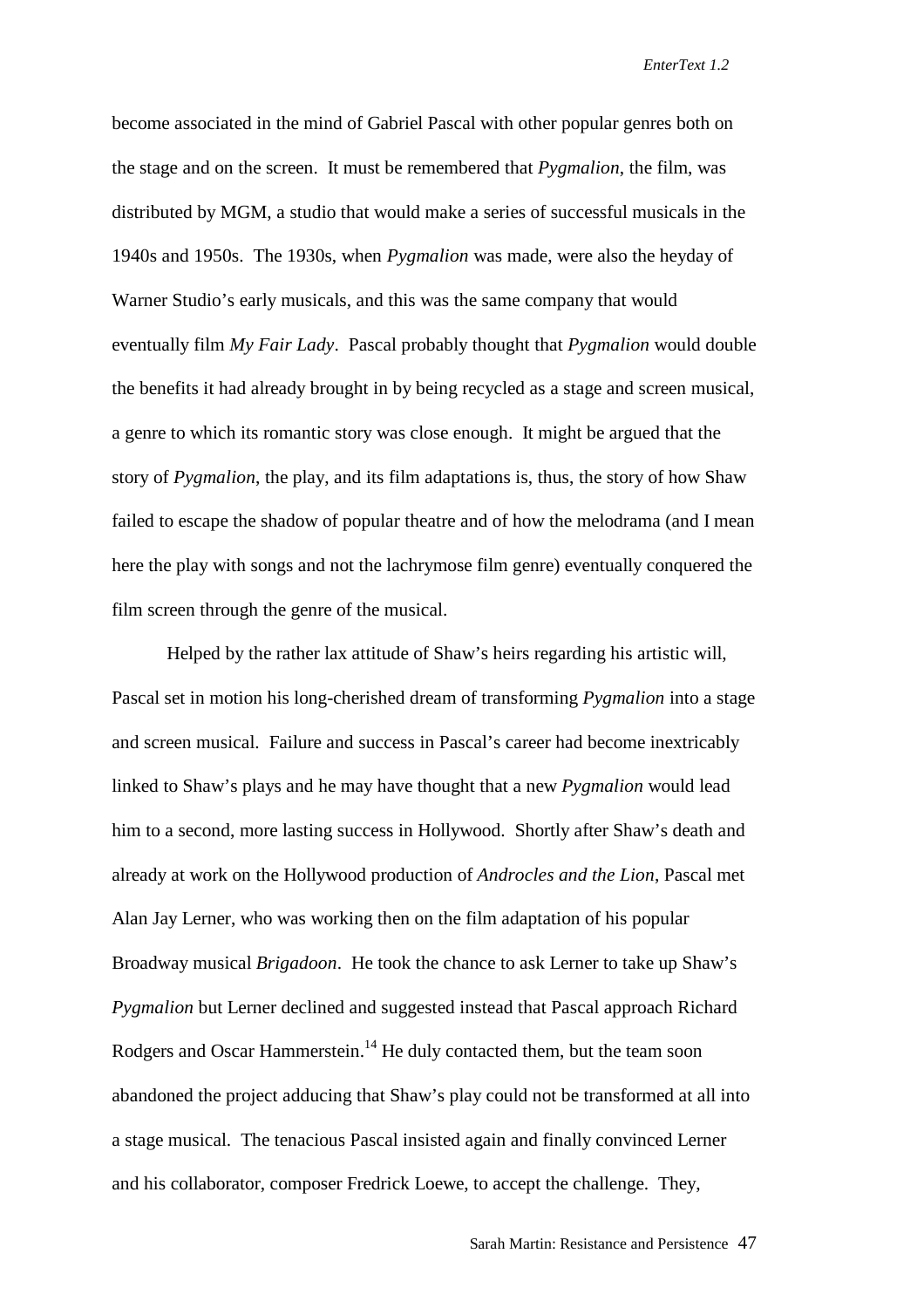become associated in the mind of Gabriel Pascal with other popular genres both on the stage and on the screen. It must be remembered that *Pygmalion*, the film, was distributed by MGM, a studio that would make a series of successful musicals in the 1940s and 1950s. The 1930s, when *Pygmalion* was made, were also the heyday of Warner Studio's early musicals, and this was the same company that would eventually film *My Fair Lady*. Pascal probably thought that *Pygmalion* would double the benefits it had already brought in by being recycled as a stage and screen musical, a genre to which its romantic story was close enough. It might be argued that the story of *Pygmalion*, the play, and its film adaptations is, thus, the story of how Shaw failed to escape the shadow of popular theatre and of how the melodrama (and I mean here the play with songs and not the lachrymose film genre) eventually conquered the film screen through the genre of the musical.

Helped by the rather lax attitude of Shaw's heirs regarding his artistic will, Pascal set in motion his long-cherished dream of transforming *Pygmalion* into a stage and screen musical. Failure and success in Pascal's career had become inextricably linked to Shaw's plays and he may have thought that a new *Pygmalion* would lead him to a second, more lasting success in Hollywood. Shortly after Shaw's death and already at work on the Hollywood production of *Androcles and the Lion*, Pascal met Alan Jay Lerner, who was working then on the film adaptation of his popular Broadway musical *Brigadoon*. He took the chance to ask Lerner to take up Shaw's *Pygmalion* but Lerner declined and suggested instead that Pascal approach Richard Rodgers and Oscar Hammerstein.[14] He duly contacted them, but the team soon abandoned the project adducing that Shaw's play could not be transformed at all into a stage musical. The tenacious Pascal insisted again and finally convinced Lerner and his collaborator, composer Fredrick Loewe, to accept the challenge. They,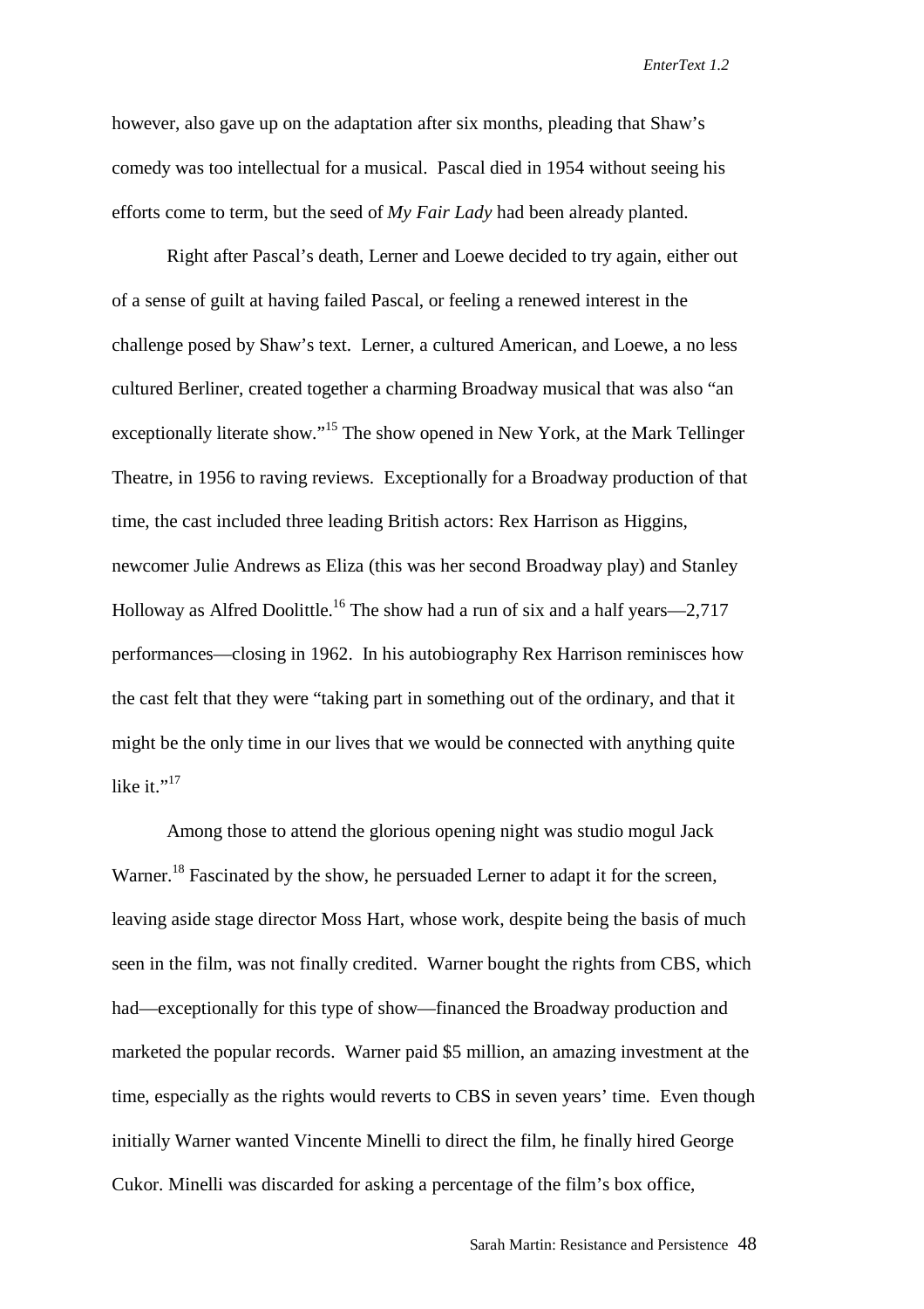however, also gave up on the adaptation after six months, pleading that Shaw's comedy was too intellectual for a musical. Pascal died in 1954 without seeing his efforts come to term, but the seed of *My Fair Lady* had been already planted.

Right after Pascal's death, Lerner and Loewe decided to try again, either out of a sense of guilt at having failed Pascal, or feeling a renewed interest in the challenge posed by Shaw's text. Lerner, a cultured American, and Loewe, a no less cultured Berliner, created together a charming Broadway musical that was also "an exceptionally literate show."[15] The show opened in New York, at the Mark Tellinger Theatre, in 1956 to raving reviews. Exceptionally for a Broadway production of that time, the cast included three leading British actors: Rex Harrison as Higgins, newcomer Julie Andrews as Eliza (this was her second Broadway play) and Stanley Holloway as Alfred Doolittle.[16] The show had a run of six and a half years—2,717 performances—closing in 1962. In his autobiography Rex Harrison reminisces how the cast felt that they were "taking part in something out of the ordinary, and that it might be the only time in our lives that we would be connected with anything quite like it."[17]

Among those to attend the glorious opening night was studio mogul Jack Warner.[18] Fascinated by the show, he persuaded Lerner to adapt it for the screen, leaving aside stage director Moss Hart, whose work, despite being the basis of much seen in the film, was not finally credited. Warner bought the rights from CBS, which had—exceptionally for this type of show—financed the Broadway production and marketed the popular records. Warner paid $5 million, an amazing investment at the time, especially as the rights would reverts to CBS in seven years' time. Even though initially Warner wanted Vincente Minelli to direct the film, he finally hired George Cukor. Minelli was discarded for asking a percentage of the film's box office,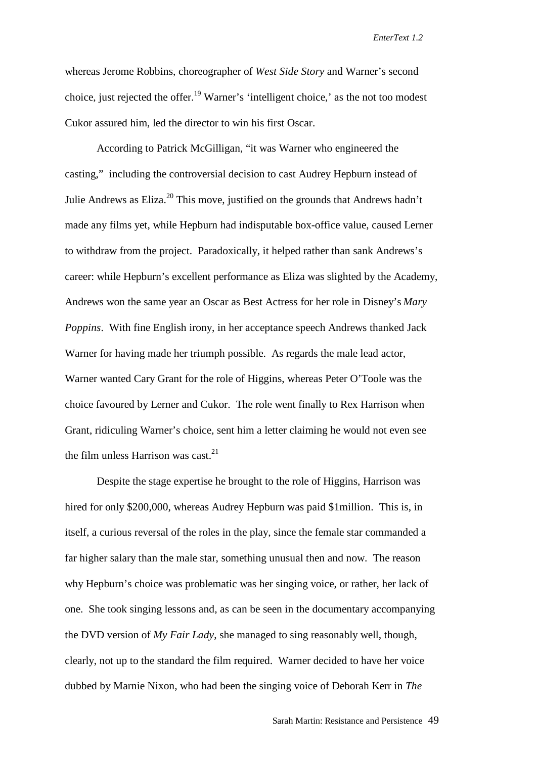whereas Jerome Robbins, choreographer of *West Side Story* and Warner's second choice, just rejected the offer.[19] Warner's 'intelligent choice,' as the not too modest Cukor assured him, led the director to win his first Oscar.

According to Patrick McGilligan, "it was Warner who engineered the casting," including the controversial decision to cast Audrey Hepburn instead of Julie Andrews as Eliza.[20] This move, justified on the grounds that Andrews hadn't made any films yet, while Hepburn had indisputable box-office value, caused Lerner to withdraw from the project. Paradoxically, it helped rather than sank Andrews's career: while Hepburn's excellent performance as Eliza was slighted by the Academy, Andrews won the same year an Oscar as Best Actress for her role in Disney's *Mary Poppins*. With fine English irony, in her acceptance speech Andrews thanked Jack Warner for having made her triumph possible. As regards the male lead actor, Warner wanted Cary Grant for the role of Higgins, whereas Peter O'Toole was the choice favoured by Lerner and Cukor. The role went finally to Rex Harrison when Grant, ridiculing Warner's choice, sent him a letter claiming he would not even see the film unless Harrison was cast.[21]

Despite the stage expertise he brought to the role of Higgins, Harrison was hired for only $200,000, whereas Audrey Hepburn was paid $1million. This is, in itself, a curious reversal of the roles in the play, since the female star commanded a far higher salary than the male star, something unusual then and now. The reason why Hepburn's choice was problematic was her singing voice, or rather, her lack of one. She took singing lessons and, as can be seen in the documentary accompanying the DVD version of *My Fair Lady*, she managed to sing reasonably well, though, clearly, not up to the standard the film required. Warner decided to have her voice dubbed by Marnie Nixon, who had been the singing voice of Deborah Kerr in *The*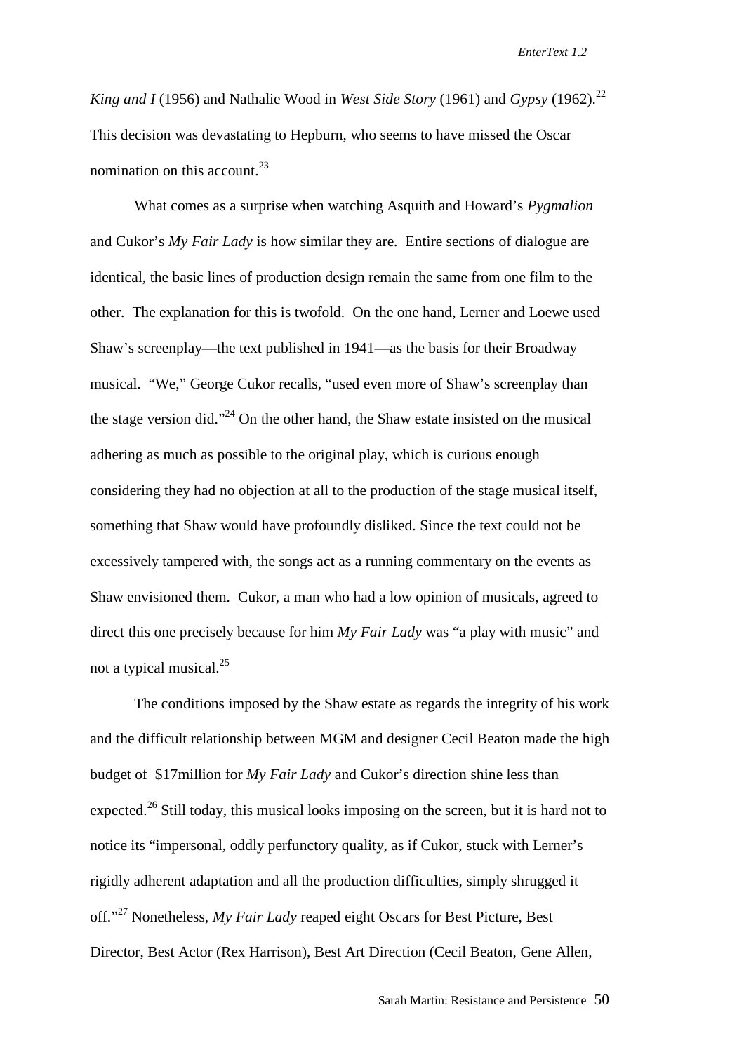*King and I* (1956) and Nathalie Wood in *West Side Story* (1961) and *Gypsy* (1962).[22] This decision was devastating to Hepburn, who seems to have missed the Oscar nomination on this account.[23]

What comes as a surprise when watching Asquith and Howard's *Pygmalion* and Cukor's *My Fair Lady* is how similar they are. Entire sections of dialogue are identical, the basic lines of production design remain the same from one film to the other. The explanation for this is twofold. On the one hand, Lerner and Loewe used Shaw's screenplay—the text published in 1941—as the basis for their Broadway musical. "We," George Cukor recalls, "used even more of Shaw's screenplay than the stage version did."[24] On the other hand, the Shaw estate insisted on the musical adhering as much as possible to the original play, which is curious enough considering they had no objection at all to the production of the stage musical itself, something that Shaw would have profoundly disliked. Since the text could not be excessively tampered with, the songs act as a running commentary on the events as Shaw envisioned them. Cukor, a man who had a low opinion of musicals, agreed to direct this one precisely because for him *My Fair Lady* was "a play with music" and not a typical musical.[25]

The conditions imposed by the Shaw estate as regards the integrity of his work and the difficult relationship between MGM and designer Cecil Beaton made the high budget of $17million for *My Fair Lady* and Cukor's direction shine less than expected.[26] Still today, this musical looks imposing on the screen, but it is hard not to notice its "impersonal, oddly perfunctory quality, as if Cukor, stuck with Lerner's rigidly adherent adaptation and all the production difficulties, simply shrugged it off."[27] Nonetheless, *My Fair Lady* reaped eight Oscars for Best Picture, Best Director, Best Actor (Rex Harrison), Best Art Direction (Cecil Beaton, Gene Allen,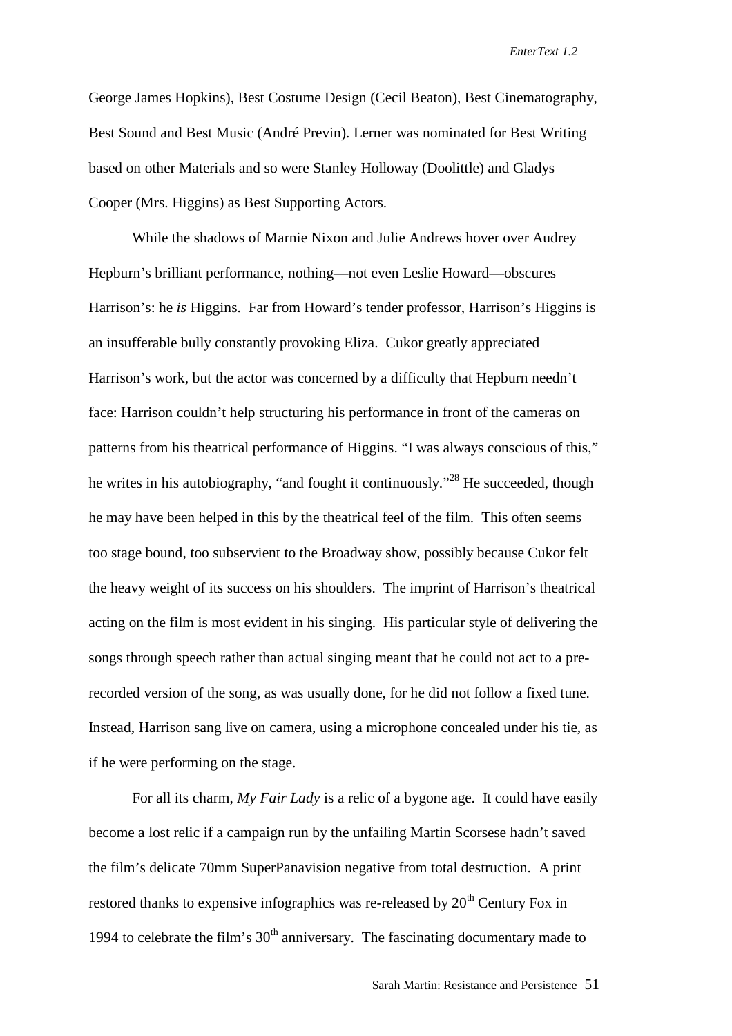George James Hopkins), Best Costume Design (Cecil Beaton), Best Cinematography, Best Sound and Best Music (André Previn). Lerner was nominated for Best Writing based on other Materials and so were Stanley Holloway (Doolittle) and Gladys Cooper (Mrs. Higgins) as Best Supporting Actors.

While the shadows of Marnie Nixon and Julie Andrews hover over Audrey Hepburn's brilliant performance, nothing—not even Leslie Howard—obscures Harrison's: he *is* Higgins. Far from Howard's tender professor, Harrison's Higgins is an insufferable bully constantly provoking Eliza. Cukor greatly appreciated Harrison's work, but the actor was concerned by a difficulty that Hepburn needn't face: Harrison couldn't help structuring his performance in front of the cameras on patterns from his theatrical performance of Higgins. "I was always conscious of this," he writes in his autobiography, "and fought it continuously."[28] He succeeded, though he may have been helped in this by the theatrical feel of the film. This often seems too stage bound, too subservient to the Broadway show, possibly because Cukor felt the heavy weight of its success on his shoulders. The imprint of Harrison's theatrical acting on the film is most evident in his singing. His particular style of delivering the songs through speech rather than actual singing meant that he could not act to a pre-recorded version of the song, as was usually done, for he did not follow a fixed tune. Instead, Harrison sang live on camera, using a microphone concealed under his tie, as if he were performing on the stage.

For all its charm, *My Fair Lady* is a relic of a bygone age. It could have easily become a lost relic if a campaign run by the unfailing Martin Scorsese hadn't saved the film's delicate 70mm SuperPanavision negative from total destruction. A print restored thanks to expensive infographics was re-released by 20th Century Fox in 1994 to celebrate the film's 30th anniversary. The fascinating documentary made to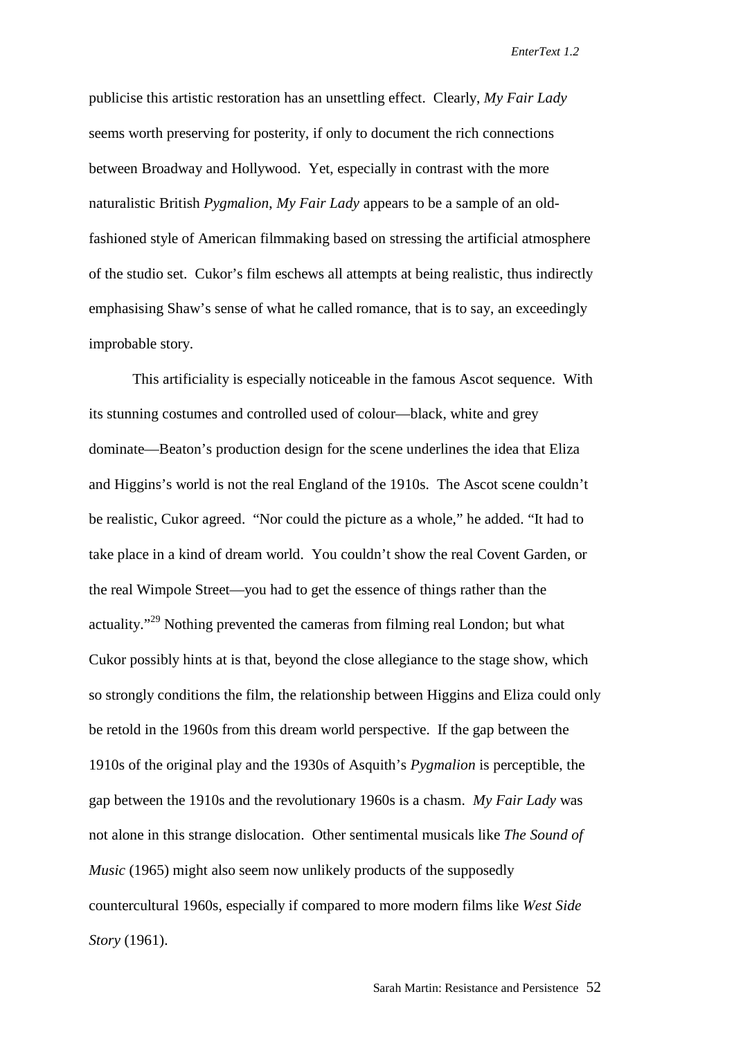publicise this artistic restoration has an unsettling effect. Clearly, *My Fair Lady* seems worth preserving for posterity, if only to document the rich connections between Broadway and Hollywood. Yet, especially in contrast with the more naturalistic British *Pygmalion*, *My Fair Lady* appears to be a sample of an old-fashioned style of American filmmaking based on stressing the artificial atmosphere of the studio set. Cukor's film eschews all attempts at being realistic, thus indirectly emphasising Shaw's sense of what he called romance, that is to say, an exceedingly improbable story.

This artificiality is especially noticeable in the famous Ascot sequence. With its stunning costumes and controlled used of colour—black, white and grey dominate—Beaton's production design for the scene underlines the idea that Eliza and Higgins's world is not the real England of the 1910s. The Ascot scene couldn't be realistic, Cukor agreed. "Nor could the picture as a whole," he added. "It had to take place in a kind of dream world. You couldn't show the real Covent Garden, or the real Wimpole Street—you had to get the essence of things rather than the actuality."[29] Nothing prevented the cameras from filming real London; but what Cukor possibly hints at is that, beyond the close allegiance to the stage show, which so strongly conditions the film, the relationship between Higgins and Eliza could only be retold in the 1960s from this dream world perspective. If the gap between the 1910s of the original play and the 1930s of Asquith's *Pygmalion* is perceptible, the gap between the 1910s and the revolutionary 1960s is a chasm. *My Fair Lady* was not alone in this strange dislocation. Other sentimental musicals like *The Sound of Music* (1965) might also seem now unlikely products of the supposedly countercultural 1960s, especially if compared to more modern films like *West Side Story* (1961).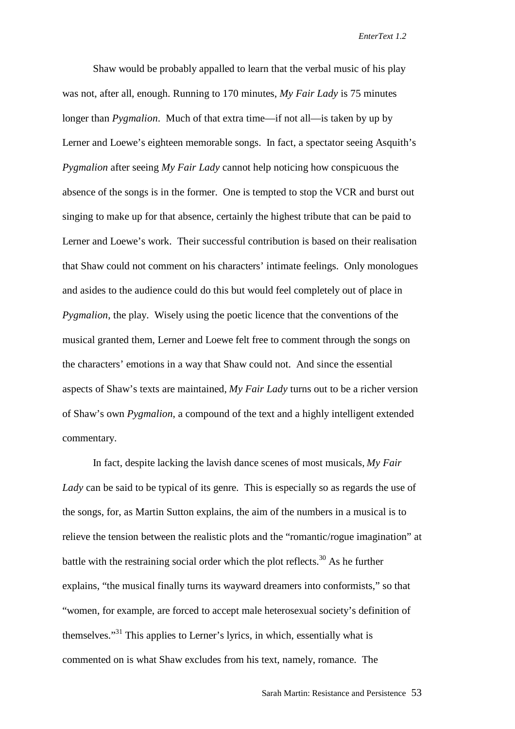Shaw would be probably appalled to learn that the verbal music of his play was not, after all, enough. Running to 170 minutes, *My Fair Lady* is 75 minutes longer than *Pygmalion*. Much of that extra time—if not all—is taken by up by Lerner and Loewe's eighteen memorable songs. In fact, a spectator seeing Asquith's *Pygmalion* after seeing *My Fair Lady* cannot help noticing how conspicuous the absence of the songs is in the former. One is tempted to stop the VCR and burst out singing to make up for that absence, certainly the highest tribute that can be paid to Lerner and Loewe's work. Their successful contribution is based on their realisation that Shaw could not comment on his characters' intimate feelings. Only monologues and asides to the audience could do this but would feel completely out of place in *Pygmalion*, the play. Wisely using the poetic licence that the conventions of the musical granted them, Lerner and Loewe felt free to comment through the songs on the characters' emotions in a way that Shaw could not. And since the essential aspects of Shaw's texts are maintained, *My Fair Lady* turns out to be a richer version of Shaw's own *Pygmalion*, a compound of the text and a highly intelligent extended commentary.

In fact, despite lacking the lavish dance scenes of most musicals, *My Fair Lady* can be said to be typical of its genre. This is especially so as regards the use of the songs, for, as Martin Sutton explains, the aim of the numbers in a musical is to relieve the tension between the realistic plots and the "romantic/rogue imagination" at battle with the restraining social order which the plot reflects.[30] As he further explains, "the musical finally turns its wayward dreamers into conformists," so that "women, for example, are forced to accept male heterosexual society's definition of themselves."[31] This applies to Lerner's lyrics, in which, essentially what is commented on is what Shaw excludes from his text, namely, romance. The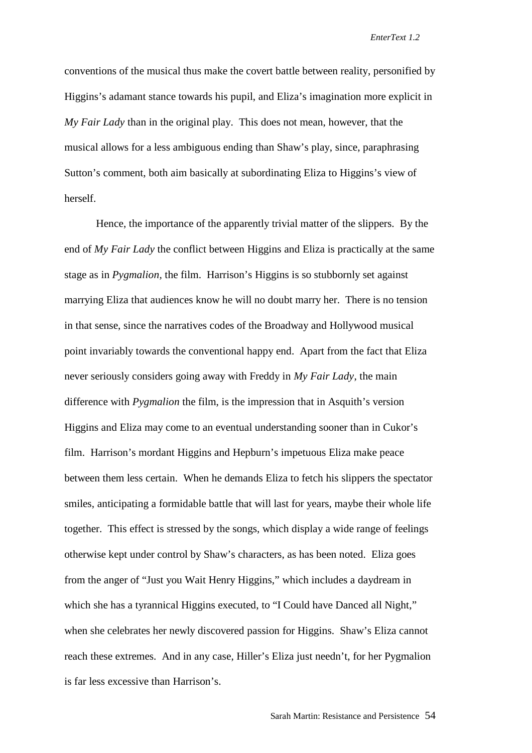conventions of the musical thus make the covert battle between reality, personified by Higgins's adamant stance towards his pupil, and Eliza's imagination more explicit in *My Fair Lady* than in the original play. This does not mean, however, that the musical allows for a less ambiguous ending than Shaw's play, since, paraphrasing Sutton's comment, both aim basically at subordinating Eliza to Higgins's view of herself.

Hence, the importance of the apparently trivial matter of the slippers. By the end of *My Fair Lady* the conflict between Higgins and Eliza is practically at the same stage as in *Pygmalion,* the film. Harrison's Higgins is so stubbornly set against marrying Eliza that audiences know he will no doubt marry her. There is no tension in that sense, since the narratives codes of the Broadway and Hollywood musical point invariably towards the conventional happy end. Apart from the fact that Eliza never seriously considers going away with Freddy in *My Fair Lady,* the main difference with *Pygmalion* the film, is the impression that in Asquith's version Higgins and Eliza may come to an eventual understanding sooner than in Cukor's film. Harrison's mordant Higgins and Hepburn's impetuous Eliza make peace between them less certain. When he demands Eliza to fetch his slippers the spectator smiles, anticipating a formidable battle that will last for years, maybe their whole life together. This effect is stressed by the songs, which display a wide range of feelings otherwise kept under control by Shaw's characters, as has been noted. Eliza goes from the anger of "Just you Wait Henry Higgins," which includes a daydream in which she has a tyrannical Higgins executed, to "I Could have Danced all Night," when she celebrates her newly discovered passion for Higgins. Shaw's Eliza cannot reach these extremes. And in any case, Hiller's Eliza just needn't, for her Pygmalion is far less excessive than Harrison's.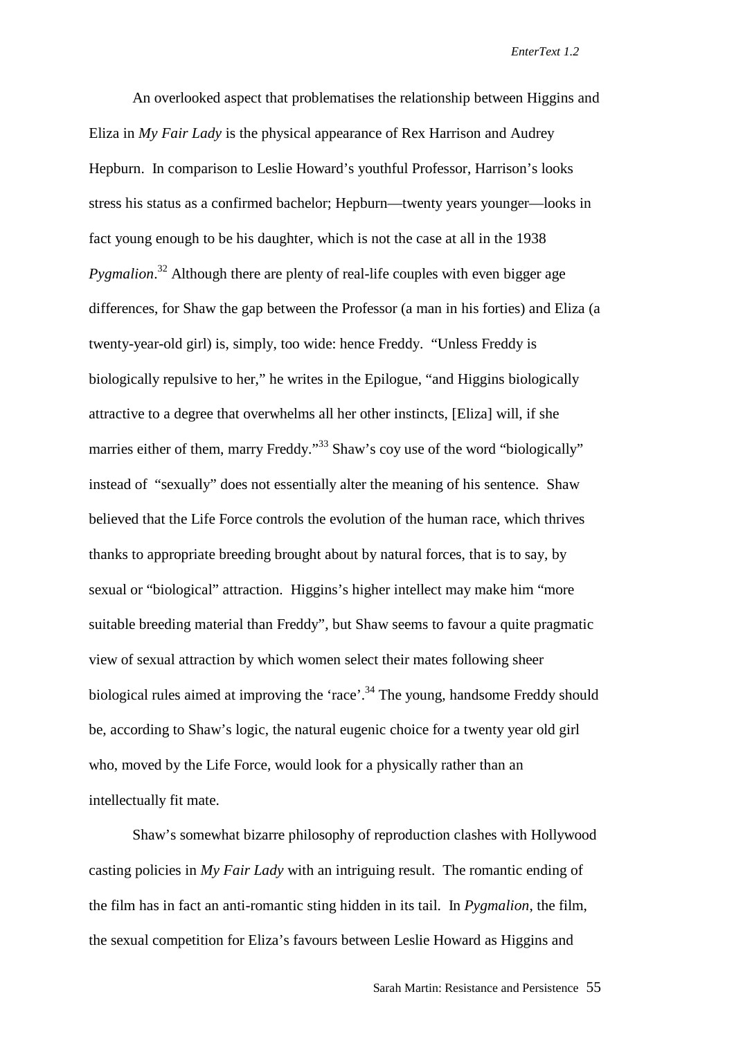An overlooked aspect that problematises the relationship between Higgins and Eliza in *My Fair Lady* is the physical appearance of Rex Harrison and Audrey Hepburn. In comparison to Leslie Howard's youthful Professor, Harrison's looks stress his status as a confirmed bachelor; Hepburn—twenty years younger—looks in fact young enough to be his daughter, which is not the case at all in the 1938 *Pygmalion*.[32] Although there are plenty of real-life couples with even bigger age differences, for Shaw the gap between the Professor (a man in his forties) and Eliza (a twenty-year-old girl) is, simply, too wide: hence Freddy. "Unless Freddy is biologically repulsive to her," he writes in the Epilogue, "and Higgins biologically attractive to a degree that overwhelms all her other instincts, [Eliza] will, if she marries either of them, marry Freddy."[33] Shaw's coy use of the word "biologically" instead of "sexually" does not essentially alter the meaning of his sentence. Shaw believed that the Life Force controls the evolution of the human race, which thrives thanks to appropriate breeding brought about by natural forces, that is to say, by sexual or "biological" attraction. Higgins's higher intellect may make him "more suitable breeding material than Freddy", but Shaw seems to favour a quite pragmatic view of sexual attraction by which women select their mates following sheer biological rules aimed at improving the 'race'.[34] The young, handsome Freddy should be, according to Shaw's logic, the natural eugenic choice for a twenty year old girl who, moved by the Life Force, would look for a physically rather than an intellectually fit mate.

Shaw's somewhat bizarre philosophy of reproduction clashes with Hollywood casting policies in *My Fair Lady* with an intriguing result. The romantic ending of the film has in fact an anti-romantic sting hidden in its tail. In *Pygmalion*, the film, the sexual competition for Eliza's favours between Leslie Howard as Higgins and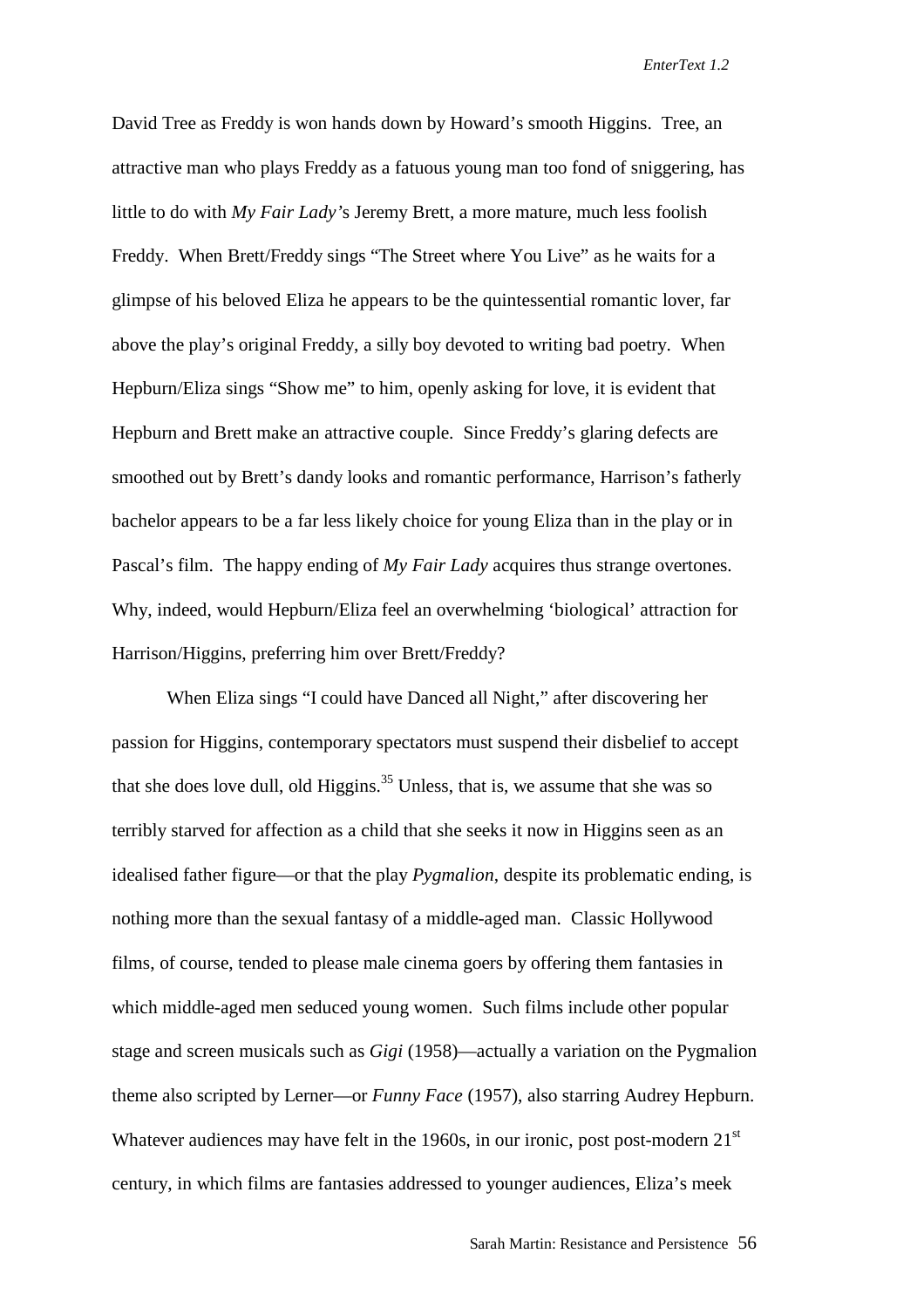David Tree as Freddy is won hands down by Howard's smooth Higgins. Tree, an attractive man who plays Freddy as a fatuous young man too fond of sniggering, has little to do with *My Fair Lady'*s Jeremy Brett, a more mature, much less foolish Freddy. When Brett/Freddy sings "The Street where You Live" as he waits for a glimpse of his beloved Eliza he appears to be the quintessential romantic lover, far above the play's original Freddy, a silly boy devoted to writing bad poetry. When Hepburn/Eliza sings "Show me" to him, openly asking for love, it is evident that Hepburn and Brett make an attractive couple. Since Freddy's glaring defects are smoothed out by Brett's dandy looks and romantic performance, Harrison's fatherly bachelor appears to be a far less likely choice for young Eliza than in the play or in Pascal's film. The happy ending of *My Fair Lady* acquires thus strange overtones. Why, indeed, would Hepburn/Eliza feel an overwhelming 'biological' attraction for Harrison/Higgins, preferring him over Brett/Freddy?

When Eliza sings "I could have Danced all Night," after discovering her passion for Higgins, contemporary spectators must suspend their disbelief to accept that she does love dull, old Higgins.[35] Unless, that is, we assume that she was so terribly starved for affection as a child that she seeks it now in Higgins seen as an idealised father figure—or that the play *Pygmalion*, despite its problematic ending, is nothing more than the sexual fantasy of a middle-aged man. Classic Hollywood films, of course, tended to please male cinema goers by offering them fantasies in which middle-aged men seduced young women. Such films include other popular stage and screen musicals such as *Gigi* (1958)—actually a variation on the Pygmalion theme also scripted by Lerner—or *Funny Face* (1957), also starring Audrey Hepburn. Whatever audiences may have felt in the 1960s, in our ironic, post post-modern 21st century, in which films are fantasies addressed to younger audiences, Eliza's meek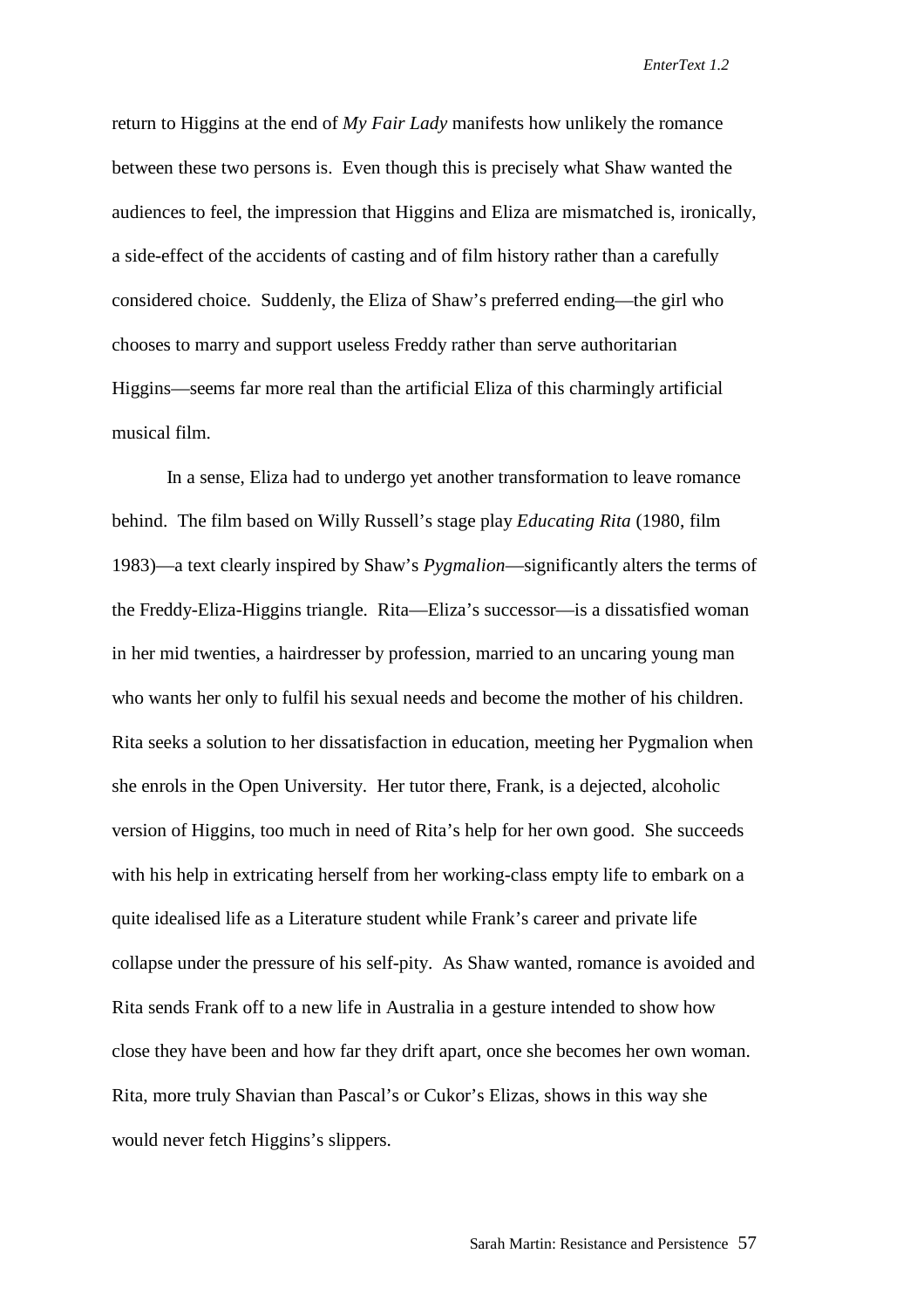return to Higgins at the end of *My Fair Lady* manifests how unlikely the romance between these two persons is. Even though this is precisely what Shaw wanted the audiences to feel, the impression that Higgins and Eliza are mismatched is, ironically, a side-effect of the accidents of casting and of film history rather than a carefully considered choice. Suddenly, the Eliza of Shaw's preferred ending—the girl who chooses to marry and support useless Freddy rather than serve authoritarian Higgins—seems far more real than the artificial Eliza of this charmingly artificial musical film.

In a sense, Eliza had to undergo yet another transformation to leave romance behind. The film based on Willy Russell's stage play *Educating Rita* (1980, film 1983)—a text clearly inspired by Shaw's *Pygmalion*—significantly alters the terms of the Freddy-Eliza-Higgins triangle. Rita—Eliza's successor—is a dissatisfied woman in her mid twenties, a hairdresser by profession, married to an uncaring young man who wants her only to fulfil his sexual needs and become the mother of his children. Rita seeks a solution to her dissatisfaction in education, meeting her Pygmalion when she enrols in the Open University. Her tutor there, Frank, is a dejected, alcoholic version of Higgins, too much in need of Rita's help for her own good. She succeeds with his help in extricating herself from her working-class empty life to embark on a quite idealised life as a Literature student while Frank's career and private life collapse under the pressure of his self-pity. As Shaw wanted, romance is avoided and Rita sends Frank off to a new life in Australia in a gesture intended to show how close they have been and how far they drift apart, once she becomes her own woman. Rita, more truly Shavian than Pascal's or Cukor's Elizas, shows in this way she would never fetch Higgins's slippers.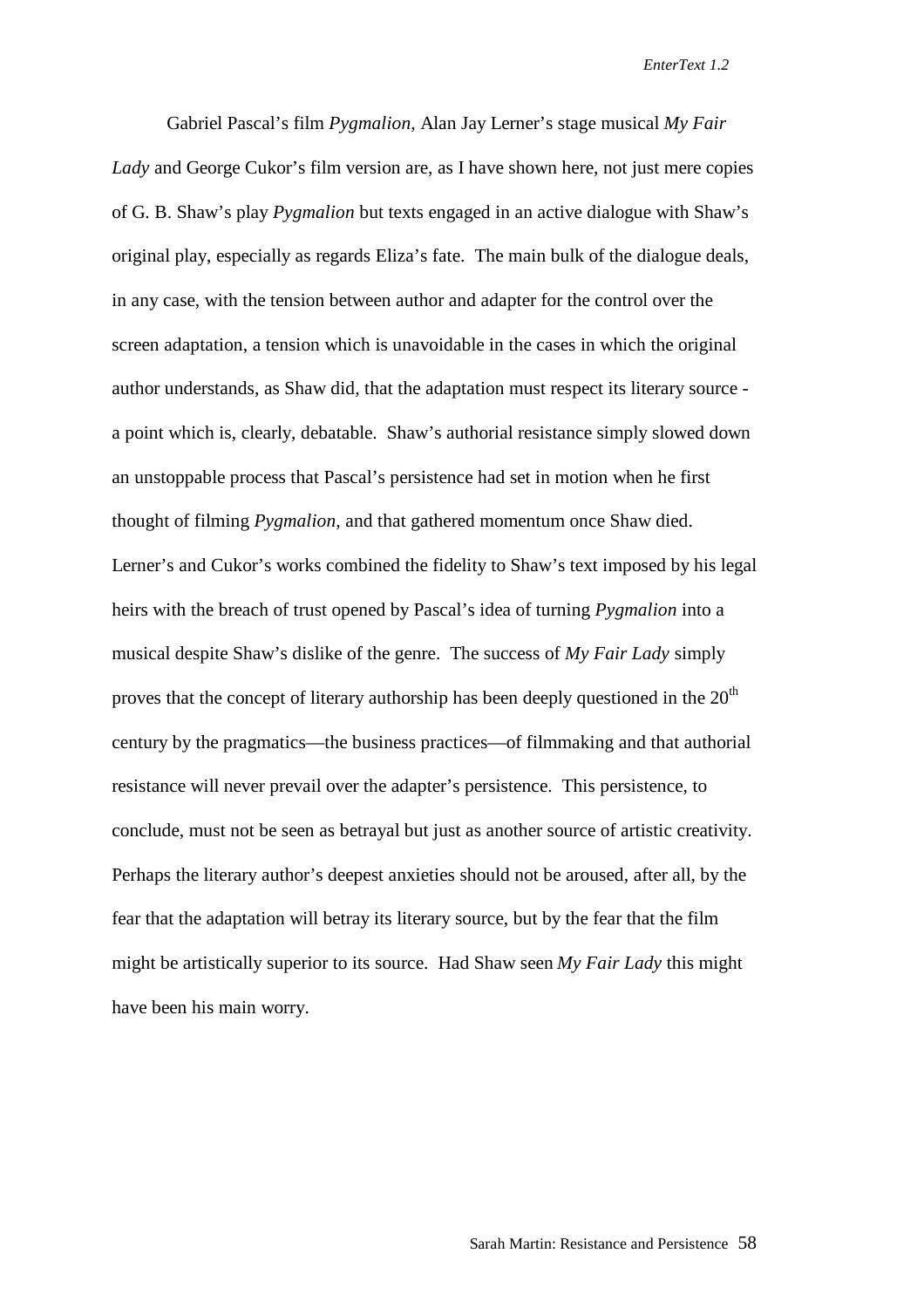Gabriel Pascal's film *Pygmalion*, Alan Jay Lerner's stage musical *My Fair Lady* and George Cukor's film version are, as I have shown here, not just mere copies of G. B. Shaw's play *Pygmalion* but texts engaged in an active dialogue with Shaw's original play, especially as regards Eliza's fate. The main bulk of the dialogue deals, in any case, with the tension between author and adapter for the control over the screen adaptation, a tension which is unavoidable in the cases in which the original author understands, as Shaw did, that the adaptation must respect its literary source - a point which is, clearly, debatable. Shaw's authorial resistance simply slowed down an unstoppable process that Pascal's persistence had set in motion when he first thought of filming *Pygmalion*, and that gathered momentum once Shaw died. Lerner's and Cukor's works combined the fidelity to Shaw's text imposed by his legal heirs with the breach of trust opened by Pascal's idea of turning *Pygmalion* into a musical despite Shaw's dislike of the genre. The success of *My Fair Lady* simply proves that the concept of literary authorship has been deeply questioned in the 20th century by the pragmatics—the business practices—of filmmaking and that authorial resistance will never prevail over the adapter's persistence. This persistence, to conclude, must not be seen as betrayal but just as another source of artistic creativity. Perhaps the literary author's deepest anxieties should not be aroused, after all, by the fear that the adaptation will betray its literary source, but by the fear that the film might be artistically superior to its source. Had Shaw seen *My Fair Lady* this might have been his main worry.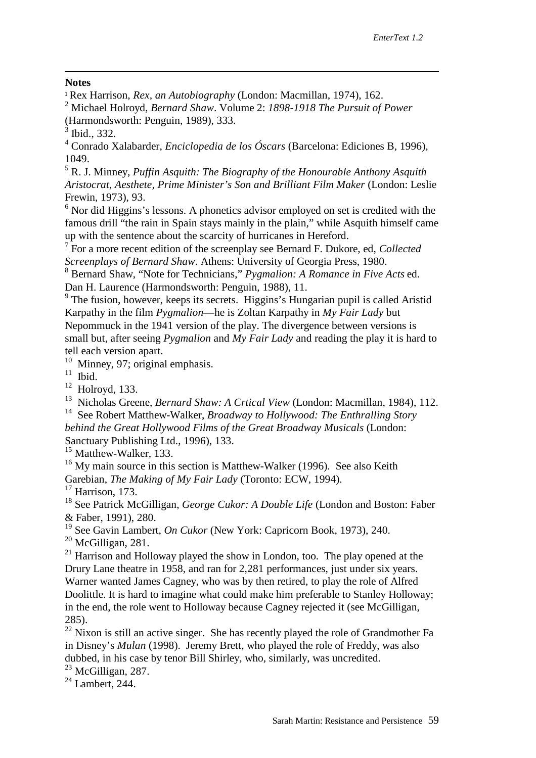**Notes**

[1] Rex Harrison, *Rex, an Autobiography* (London: Macmillan, 1974), 162.

[2] Michael Holroyd, *Bernard Shaw*. Volume 2: *1898-1918 The Pursuit of Power* (Harmondsworth: Penguin, 1989), 333.

[3] Ibid., 332.

[4] Conrado Xalabarder, *Enciclopedia de los Óscars* (Barcelona: Ediciones B, 1996), 1049.

[5] R. J. Minney, *Puffin Asquith: The Biography of the Honourable Anthony Asquith Aristocrat, Aesthete, Prime Minister's Son and Brilliant Film Maker* (London: Leslie Frewin, 1973), 93.

[6] Nor did Higgins's lessons. A phonetics advisor employed on set is credited with the famous drill "the rain in Spain stays mainly in the plain," while Asquith himself came up with the sentence about the scarcity of hurricanes in Hereford.

[7] For a more recent edition of the screenplay see Bernard F. Dukore, ed, *Collected Screenplays of Bernard Shaw*. Athens: University of Georgia Press, 1980.

[8] Bernard Shaw, "Note for Technicians," *Pygmalion: A Romance in Five Acts* ed. Dan H. Laurence (Harmondsworth: Penguin, 1988), 11.

[9] The fusion, however, keeps its secrets. Higgins's Hungarian pupil is called Aristid Karpathy in the film *Pygmalion*—he is Zoltan Karpathy in *My Fair Lady* but Nepommuck in the 1941 version of the play. The divergence between versions is small but, after seeing *Pygmalion* and *My Fair Lady* and reading the play it is hard to tell each version apart.

[10] Minney, 97; original emphasis.

[11] Ibid.

[12] Holroyd, 133.

[13] Nicholas Greene, *Bernard Shaw: A Crtical View* (London: Macmillan, 1984), 112.

[14] See Robert Matthew-Walker, *Broadway to Hollywood: The Enthralling Story behind the Great Hollywood Films of the Great Broadway Musicals* (London: Sanctuary Publishing Ltd., 1996), 133.

[15] Matthew-Walker, 133.

[16] My main source in this section is Matthew-Walker (1996). See also Keith Garebian, *The Making of My Fair Lady* (Toronto: ECW, 1994).

[17] Harrison, 173.

[18] See Patrick McGilligan, *George Cukor: A Double Life* (London and Boston: Faber & Faber, 1991), 280.

[19] See Gavin Lambert, *On Cukor* (New York: Capricorn Book, 1973), 240.

[20] McGilligan, 281.

[21] Harrison and Holloway played the show in London, too. The play opened at the Drury Lane theatre in 1958, and ran for 2,281 performances, just under six years. Warner wanted James Cagney, who was by then retired, to play the role of Alfred Doolittle. It is hard to imagine what could make him preferable to Stanley Holloway; in the end, the role went to Holloway because Cagney rejected it (see McGilligan, 285).

[22] Nixon is still an active singer. She has recently played the role of Grandmother Fa in Disney's *Mulan* (1998). Jeremy Brett, who played the role of Freddy, was also dubbed, in his case by tenor Bill Shirley, who, similarly, was uncredited.

[23] McGilligan, 287.

[24] Lambert, 244.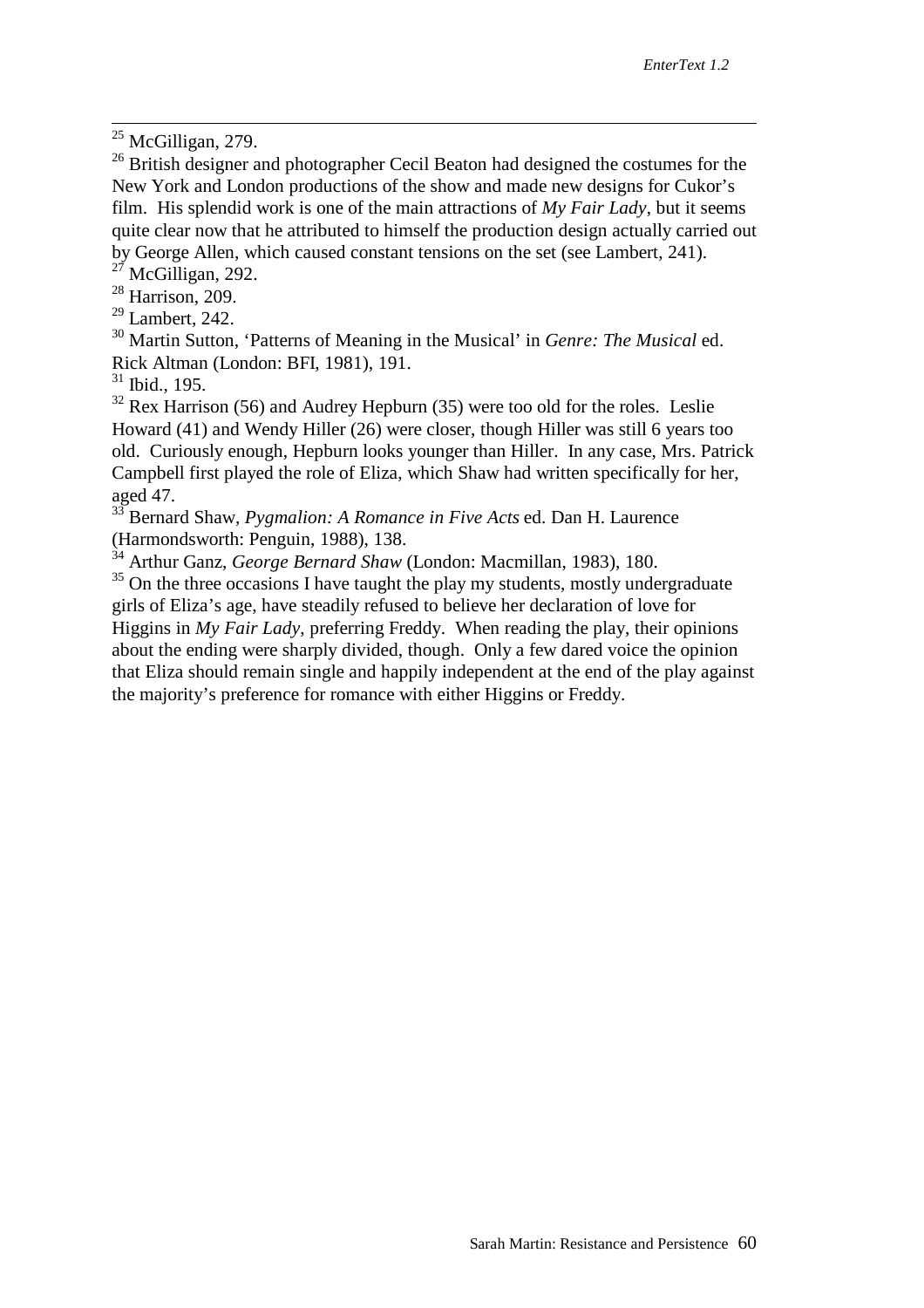[25] McGilligan, 279.

[26] British designer and photographer Cecil Beaton had designed the costumes for the New York and London productions of the show and made new designs for Cukor's film. His splendid work is one of the main attractions of *My Fair Lady*, but it seems quite clear now that he attributed to himself the production design actually carried out by George Allen, which caused constant tensions on the set (see Lambert, 241).

[27] McGilligan, 292.

[28] Harrison, 209.

[29] Lambert, 242.

[30] Martin Sutton, 'Patterns of Meaning in the Musical' in *Genre: The Musical* ed. Rick Altman (London: BFI, 1981), 191.

[31] Ibid., 195.

[32] Rex Harrison (56) and Audrey Hepburn (35) were too old for the roles. Leslie Howard (41) and Wendy Hiller (26) were closer, though Hiller was still 6 years too old. Curiously enough, Hepburn looks younger than Hiller. In any case, Mrs. Patrick Campbell first played the role of Eliza, which Shaw had written specifically for her, aged 47.

[33] Bernard Shaw, *Pygmalion: A Romance in Five Acts* ed. Dan H. Laurence (Harmondsworth: Penguin, 1988), 138.

[34] Arthur Ganz, *George Bernard Shaw* (London: Macmillan, 1983), 180.

[35] On the three occasions I have taught the play my students, mostly undergraduate girls of Eliza's age, have steadily refused to believe her declaration of love for Higgins in *My Fair Lady*, preferring Freddy. When reading the play, their opinions about the ending were sharply divided, though. Only a few dared voice the opinion that Eliza should remain single and happily independent at the end of the play against the majority's preference for romance with either Higgins or Freddy.